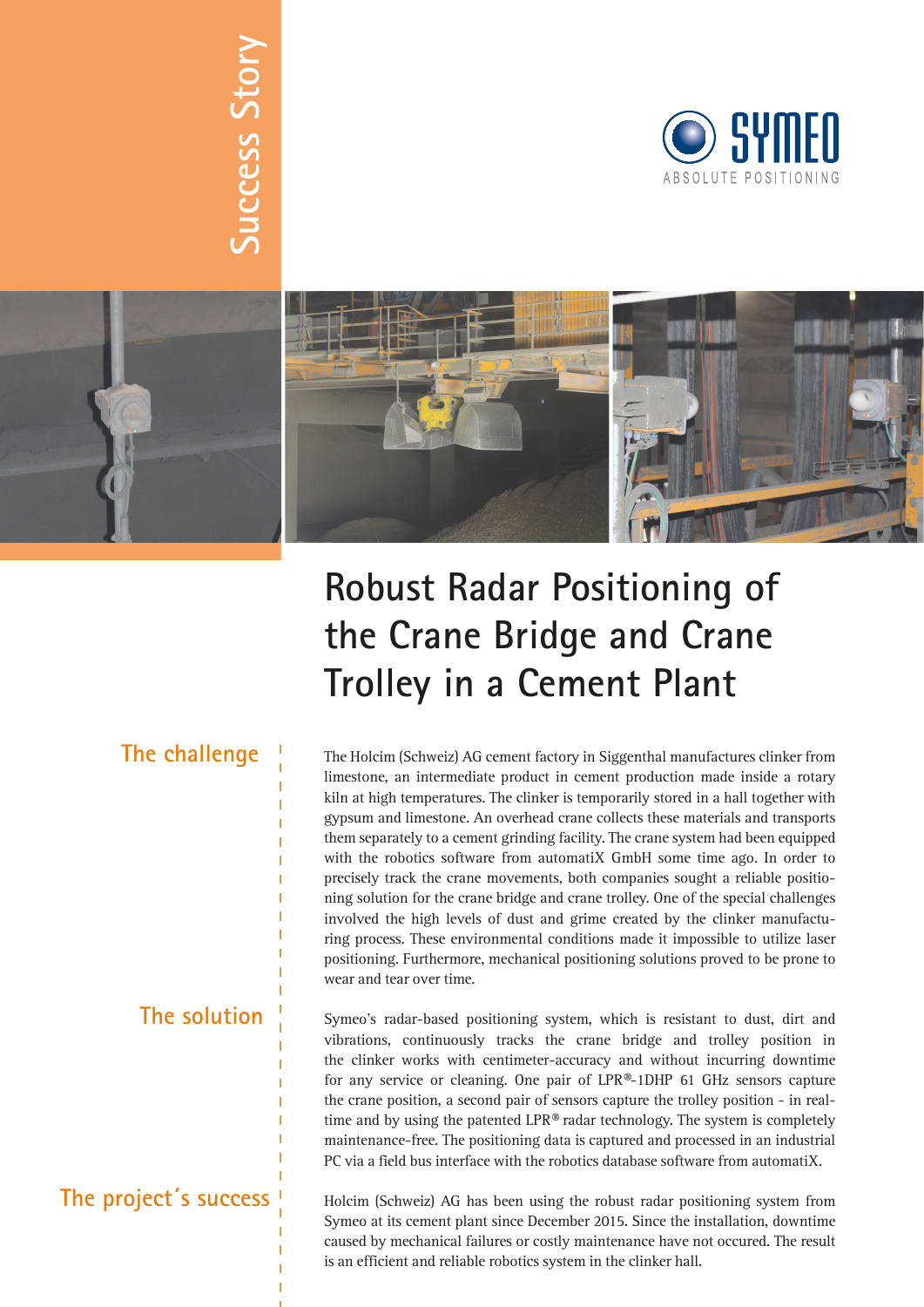Success Story

SYMEO
ABSOLUTE POSITIONING

# Robust Radar Positioning of the Crane Bridge and Crane Trolley in a Cement Plant

## The challenge

The Holcim (Schweiz) AG cement factory in Siggenthal manufactures clinker from limestone, an intermediate product in cement production made inside a rotary kiln at high temperatures. The clinker is temporarily stored in a hall together with gypsum and limestone. An overhead crane collects these materials and transports them separately to a cement grinding facility. The crane system had been equipped with the robotics software from automatiX GmbH some time ago. In order to precisely track the crane movements, both companies sought a reliable positioning solution for the crane bridge and crane trolley. One of the special challenges involved the high levels of dust and grime created by the clinker manufacturing process. These environmental conditions made it impossible to utilize laser positioning. Furthermore, mechanical positioning solutions proved to be prone to wear and tear over time.

## The solution

Symeo's radar-based positioning system, which is resistant to dust, dirt and vibrations, continuously tracks the crane bridge and trolley position in the clinker works with centimeter-accuracy and without incurring downtime for any service or cleaning. One pair of LPR®-1DHP 61 GHz sensors capture the crane position, a second pair of sensors capture the trolley position - in real-time and by using the patented LPR® radar technology. The system is completely maintenance-free. The positioning data is captured and processed in an industrial PC via a field bus interface with the robotics database software from automatiX.

## The project´s success

Holcim (Schweiz) AG has been using the robust radar positioning system from Symeo at its cement plant since December 2015. Since the installation, downtime caused by mechanical failures or costly maintenance have not occured. The result is an efficient and reliable robotics system in the clinker hall.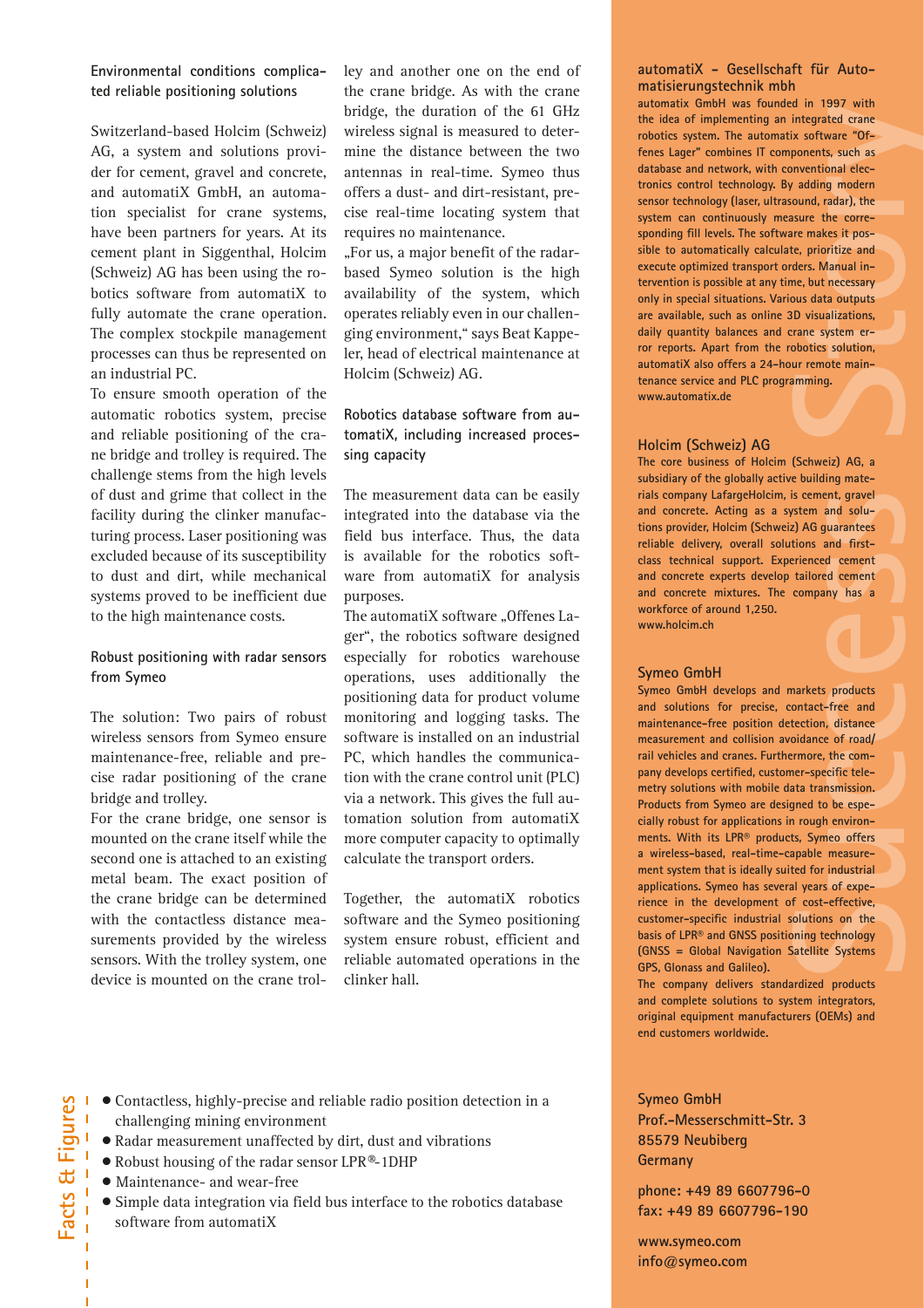## Environmental conditions complicated reliable positioning solutions

Switzerland-based Holcim (Schweiz) AG, a system and solutions provider for cement, gravel and concrete, and automatiX GmbH, an automation specialist for crane systems, have been partners for years. At its cement plant in Siggenthal, Holcim (Schweiz) AG has been using the robotics software from automatiX to fully automate the crane operation. The complex stockpile management processes can thus be represented on an industrial PC.

To ensure smooth operation of the automatic robotics system, precise and reliable positioning of the crane bridge and trolley is required. The challenge stems from the high levels of dust and grime that collect in the facility during the clinker manufacturing process. Laser positioning was excluded because of its susceptibility to dust and dirt, while mechanical systems proved to be inefficient due to the high maintenance costs.

## Robust positioning with radar sensors from Symeo

The solution: Two pairs of robust wireless sensors from Symeo ensure maintenance-free, reliable and precise radar positioning of the crane bridge and trolley.

For the crane bridge, one sensor is mounted on the crane itself while the second one is attached to an existing metal beam. The exact position of the crane bridge can be determined with the contactless distance measurements provided by the wireless sensors. With the trolley system, one device is mounted on the crane trolley and another one on the end of the crane bridge. As with the crane bridge, the duration of the 61 GHz wireless signal is measured to determine the distance between the two antennas in real-time. Symeo thus offers a dust- and dirt-resistant, precise real-time locating system that requires no maintenance.

„For us, a major benefit of the radar-based Symeo solution is the high availability of the system, which operates reliably even in our challenging environment," says Beat Kappeler, head of electrical maintenance at Holcim (Schweiz) AG.

## Robotics database software from automatiX, including increased processing capacity

The measurement data can be easily integrated into the database via the field bus interface. Thus, the data is available for the robotics software from automatiX for analysis purposes.

The automatiX software „Offenes Lager", the robotics software designed especially for robotics warehouse operations, uses additionally the positioning data for product volume monitoring and logging tasks. The software is installed on an industrial PC, which handles the communication with the crane control unit (PLC) via a network. This gives the full automation solution from automatiX more computer capacity to optimally calculate the transport orders.

Together, the automatiX robotics software and the Symeo positioning system ensure robust, efficient and reliable automated operations in the clinker hall.

## Facts & Figures

- Contactless, highly-precise and reliable radio position detection in a challenging mining environment
- Radar measurement unaffected by dirt, dust and vibrations
- Robust housing of the radar sensor LPR®-1DHP
- Maintenance- and wear-free
- Simple data integration via field bus interface to the robotics database software from automatiX

### automatiX - Gesellschaft für Automatisierungstechnik mbh

automatix GmbH was founded in 1997 with the idea of implementing an integrated crane robotics system. The automatix software "Offenes Lager" combines IT components, such as database and network, with conventional electronics control technology. By adding modern sensor technology (laser, ultrasound, radar), the system can continuously measure the corresponding fill levels. The software makes it possible to automatically calculate, prioritize and execute optimized transport orders. Manual intervention is possible at any time, but necessary only in special situations. Various data outputs are available, such as online 3D visualizations, daily quantity balances and crane system error reports. Apart from the robotics solution, automatiX also offers a 24-hour remote maintenance service and PLC programming.
www.automatix.de

### Holcim (Schweiz) AG

The core business of Holcim (Schweiz) AG, a subsidiary of the globally active building materials company LafargeHolcim, is cement, gravel and concrete. Acting as a system and solutions provider, Holcim (Schweiz) AG guarantees reliable delivery, overall solutions and first-class technical support. Experienced cement and concrete experts develop tailored cement and concrete mixtures. The company has a workforce of around 1,250.
www.holcim.ch

### Symeo GmbH

Symeo GmbH develops and markets products and solutions for precise, contact-free and maintenance-free position detection, distance measurement and collision avoidance of road/rail vehicles and cranes. Furthermore, the company develops certified, customer-specific telemetry solutions with mobile data transmission. Products from Symeo are designed to be especially robust for applications in rough environments. With its LPR® products, Symeo offers a wireless-based, real-time-capable measurement system that is ideally suited for industrial applications. Symeo has several years of experience in the development of cost-effective, customer-specific industrial solutions on the basis of LPR® and GNSS positioning technology (GNSS = Global Navigation Satellite Systems GPS, Glonass and Galileo).

The company delivers standardized products and complete solutions to system integrators, original equipment manufacturers (OEMs) and end customers worldwide.

**Symeo GmbH**
**Prof.-Messerschmitt-Str. 3**
**85579 Neubiberg**
**Germany**

**phone: +49 89 6607796-0**
**fax: +49 89 6607796-190**

**www.symeo.com**
**info@symeo.com**